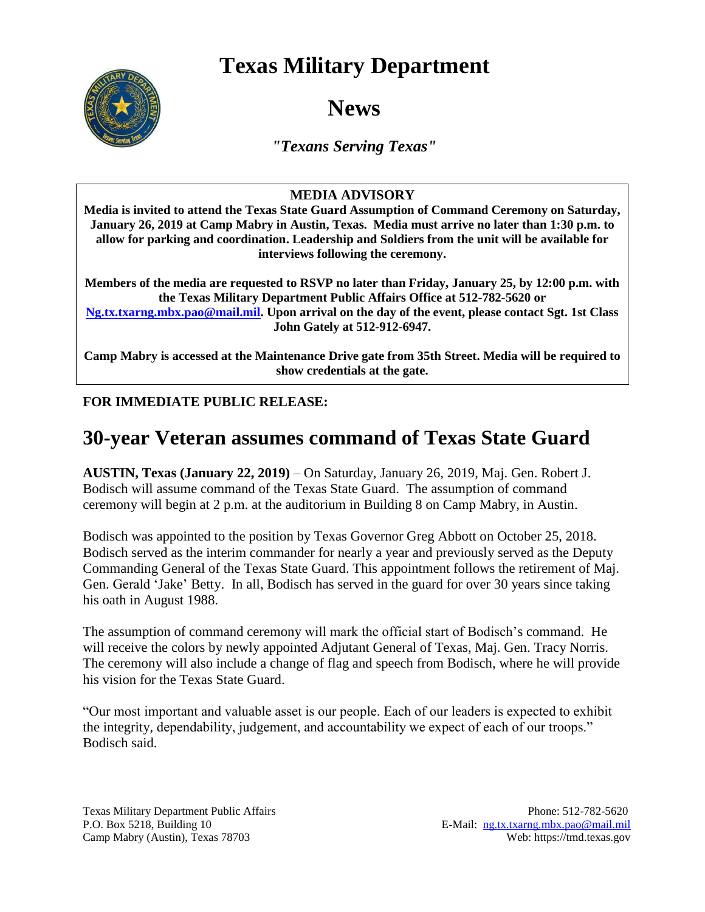# Texas Military Department

# News

*"Texans Serving Texas"*

**MEDIA ADVISORY**

**Media is invited to attend the Texas State Guard Assumption of Command Ceremony on Saturday, January 26, 2019 at Camp Mabry in Austin, Texas. Media must arrive no later than 1:30 p.m. to allow for parking and coordination. Leadership and Soldiers from the unit will be available for interviews following the ceremony.**

**Members of the media are requested to RSVP no later than Friday, January 25, by 12:00 p.m. with the Texas Military Department Public Affairs Office at 512-782-5620 or Ng.tx.txarng.mbx.pao@mail.mil. Upon arrival on the day of the event, please contact Sgt. 1st Class John Gately at 512-912-6947.**

**Camp Mabry is accessed at the Maintenance Drive gate from 35th Street. Media will be required to show credentials at the gate.**

**FOR IMMEDIATE PUBLIC RELEASE:**

## 30-year Veteran assumes command of Texas State Guard

**AUSTIN, Texas (January 22, 2019)** – On Saturday, January 26, 2019, Maj. Gen. Robert J. Bodisch will assume command of the Texas State Guard. The assumption of command ceremony will begin at 2 p.m. at the auditorium in Building 8 on Camp Mabry, in Austin.

Bodisch was appointed to the position by Texas Governor Greg Abbott on October 25, 2018. Bodisch served as the interim commander for nearly a year and previously served as the Deputy Commanding General of the Texas State Guard. This appointment follows the retirement of Maj. Gen. Gerald 'Jake' Betty. In all, Bodisch has served in the guard for over 30 years since taking his oath in August 1988.

The assumption of command ceremony will mark the official start of Bodisch's command. He will receive the colors by newly appointed Adjutant General of Texas, Maj. Gen. Tracy Norris. The ceremony will also include a change of flag and speech from Bodisch, where he will provide his vision for the Texas State Guard.

"Our most important and valuable asset is our people. Each of our leaders is expected to exhibit the integrity, dependability, judgement, and accountability we expect of each of our troops." Bodisch said.

Texas Military Department Public Affairs
P.O. Box 5218, Building 10
Camp Mabry (Austin), Texas 78703

Phone: 512-782-5620
E-Mail: ng.tx.txarng.mbx.pao@mail.mil
Web: https://tmd.texas.gov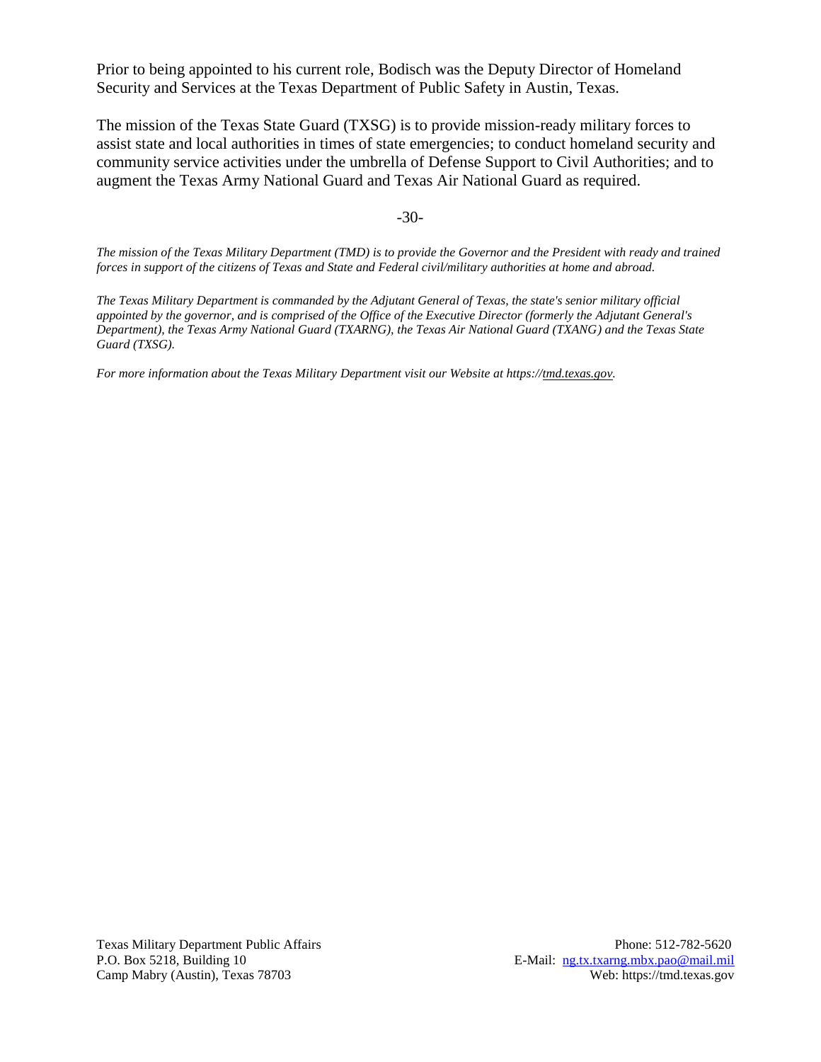Prior to being appointed to his current role, Bodisch was the Deputy Director of Homeland Security and Services at the Texas Department of Public Safety in Austin, Texas.

The mission of the Texas State Guard (TXSG) is to provide mission-ready military forces to assist state and local authorities in times of state emergencies; to conduct homeland security and community service activities under the umbrella of Defense Support to Civil Authorities; and to augment the Texas Army National Guard and Texas Air National Guard as required.

-30-

*The mission of the Texas Military Department (TMD) is to provide the Governor and the President with ready and trained forces in support of the citizens of Texas and State and Federal civil/military authorities at home and abroad.*

*The Texas Military Department is commanded by the Adjutant General of Texas, the state's senior military official appointed by the governor, and is comprised of the Office of the Executive Director (formerly the Adjutant General's Department), the Texas Army National Guard (TXARNG), the Texas Air National Guard (TXANG) and the Texas State Guard (TXSG).*

*For more information about the Texas Military Department visit our Website at https://tmd.texas.gov.*

Texas Military Department Public Affairs
P.O. Box 5218, Building 10
Camp Mabry (Austin), Texas 78703

Phone: 512-782-5620
E-Mail: ng.tx.txarng.mbx.pao@mail.mil
Web: https://tmd.texas.gov